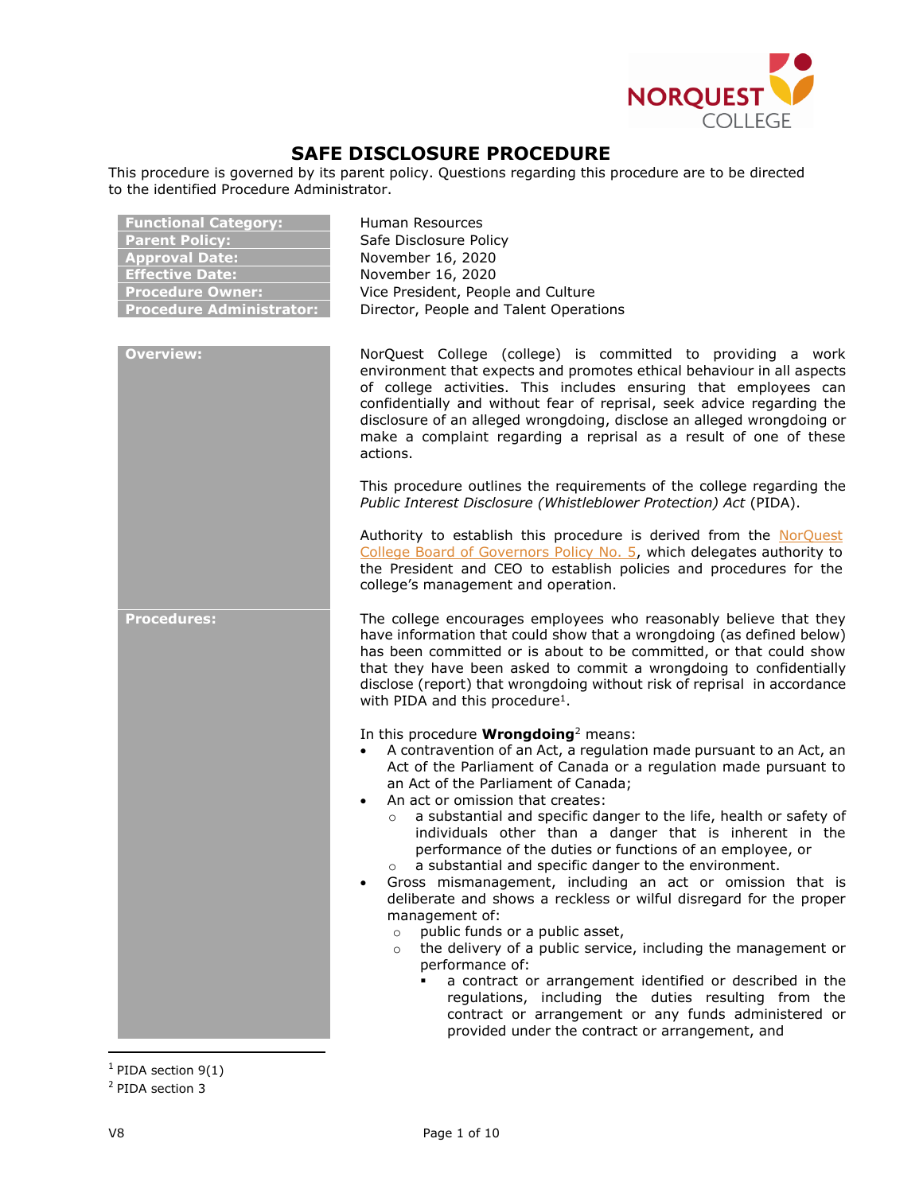# SAFE DISCLOSURE PROCEDURE

This procedure is governed by its parent policy. Questions regarding this procedure are to be directed to the identified Procedure Administrator.

| | |
|---|---|
| **Functional Category:** | Human Resources |
| **Parent Policy:** | Safe Disclosure Policy |
| **Approval Date:** | November 16, 2020 |
| **Effective Date:** | November 16, 2020 |
| **Procedure Owner:** | Vice President, People and Culture |
| **Procedure Administrator:** | Director, People and Talent Operations |

## Overview:

NorQuest College (college) is committed to providing a work environment that expects and promotes ethical behaviour in all aspects of college activities. This includes ensuring that employees can confidentially and without fear of reprisal, seek advice regarding the disclosure of an alleged wrongdoing, disclose an alleged wrongdoing or make a complaint regarding a reprisal as a result of one of these actions.

This procedure outlines the requirements of the college regarding the *Public Interest Disclosure (Whistleblower Protection) Act* (PIDA).

Authority to establish this procedure is derived from the NorQuest College Board of Governors Policy No. 5, which delegates authority to the President and CEO to establish policies and procedures for the college's management and operation.

## Procedures:

The college encourages employees who reasonably believe that they have information that could show that a wrongdoing (as defined below) has been committed or is about to be committed, or that could show that they have been asked to commit a wrongdoing to confidentially disclose (report) that wrongdoing without risk of reprisal in accordance with PIDA and this procedure[1].

In this procedure **Wrongdoing**[2] means:

- A contravention of an Act, a regulation made pursuant to an Act, an Act of the Parliament of Canada or a regulation made pursuant to an Act of the Parliament of Canada;
- An act or omission that creates:
  - a substantial and specific danger to the life, health or safety of individuals other than a danger that is inherent in the performance of the duties or functions of an employee, or
  - a substantial and specific danger to the environment.
- Gross mismanagement, including an act or omission that is deliberate and shows a reckless or wilful disregard for the proper management of:
  - public funds or a public asset,
  - the delivery of a public service, including the management or performance of:
    - a contract or arrangement identified or described in the regulations, including the duties resulting from the contract or arrangement or any funds administered or provided under the contract or arrangement, and

---

[1] PIDA section 9(1)

[2] PIDA section 3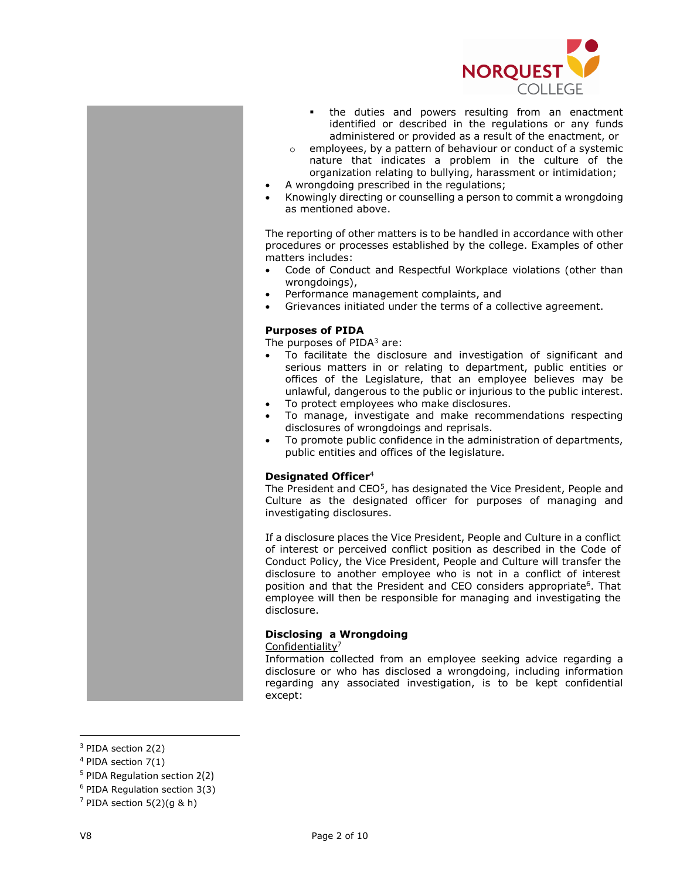- the duties and powers resulting from an enactment identified or described in the regulations or any funds administered or provided as a result of the enactment, or
    - employees, by a pattern of behaviour or conduct of a systemic nature that indicates a problem in the culture of the organization relating to bullying, harassment or intimidation;
- A wrongdoing prescribed in the regulations;
- Knowingly directing or counselling a person to commit a wrongdoing as mentioned above.

The reporting of other matters is to be handled in accordance with other procedures or processes established by the college. Examples of other matters includes:

- Code of Conduct and Respectful Workplace violations (other than wrongdoings),
- Performance management complaints, and
- Grievances initiated under the terms of a collective agreement.

**Purposes of PIDA**

The purposes of PIDA[3] are:

- To facilitate the disclosure and investigation of significant and serious matters in or relating to department, public entities or offices of the Legislature, that an employee believes may be unlawful, dangerous to the public or injurious to the public interest.
- To protect employees who make disclosures.
- To manage, investigate and make recommendations respecting disclosures of wrongdoings and reprisals.
- To promote public confidence in the administration of departments, public entities and offices of the legislature.

**Designated Officer**[4]

The President and CEO[5], has designated the Vice President, People and Culture as the designated officer for purposes of managing and investigating disclosures.

If a disclosure places the Vice President, People and Culture in a conflict of interest or perceived conflict position as described in the Code of Conduct Policy, the Vice President, People and Culture will transfer the disclosure to another employee who is not in a conflict of interest position and that the President and CEO considers appropriate[6]. That employee will then be responsible for managing and investigating the disclosure.

**Disclosing a Wrongdoing**

Confidentiality[7]

Information collected from an employee seeking advice regarding a disclosure or who has disclosed a wrongdoing, including information regarding any associated investigation, is to be kept confidential except:

---

[3] PIDA section 2(2)

[4] PIDA section 7(1)

[5] PIDA Regulation section 2(2)

[6] PIDA Regulation section 3(3)

[7] PIDA section 5(2)(g & h)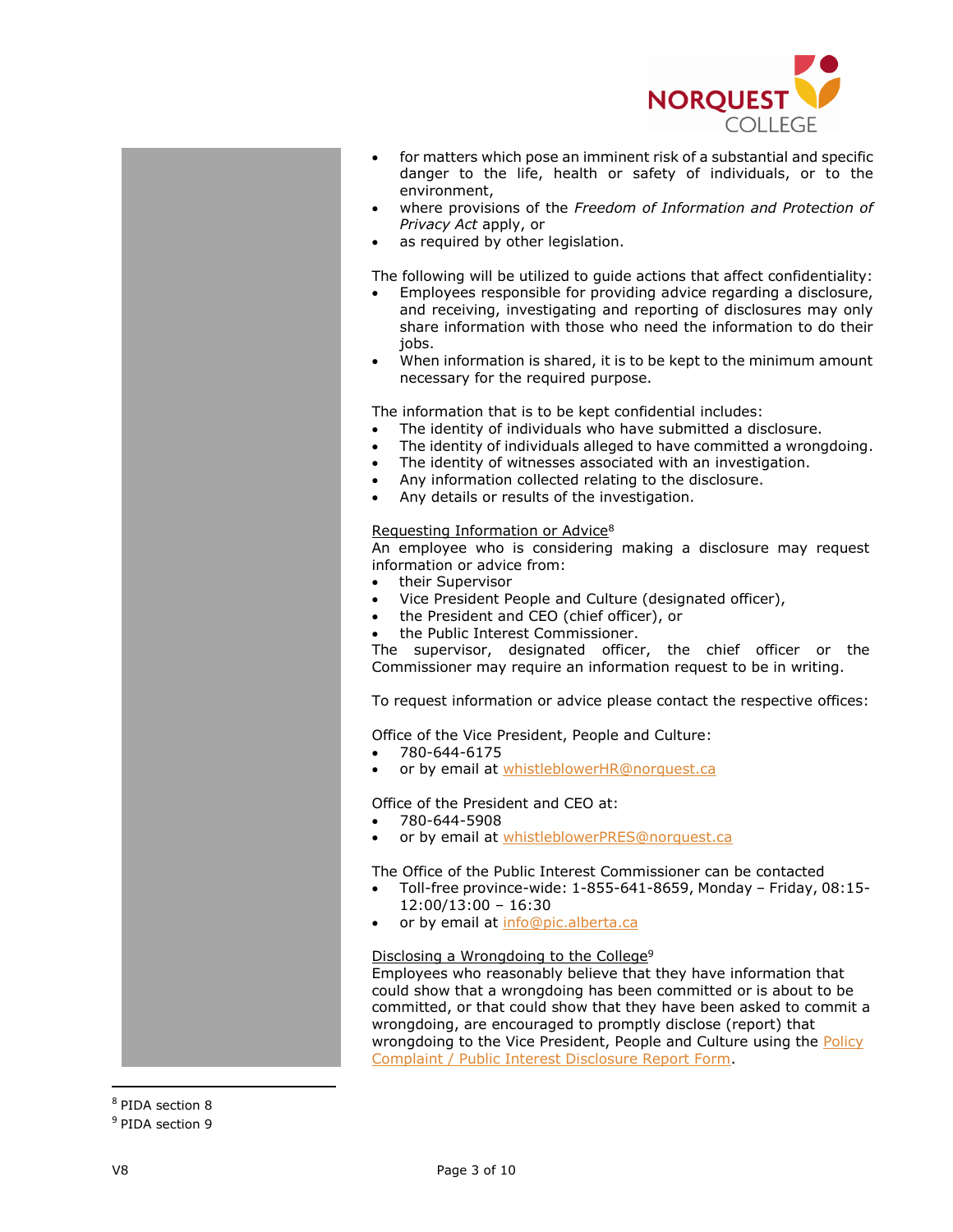- for matters which pose an imminent risk of a substantial and specific danger to the life, health or safety of individuals, or to the environment,
- where provisions of the *Freedom of Information and Protection of Privacy Act* apply, or
- as required by other legislation.

The following will be utilized to guide actions that affect confidentiality:

- Employees responsible for providing advice regarding a disclosure, and receiving, investigating and reporting of disclosures may only share information with those who need the information to do their jobs.
- When information is shared, it is to be kept to the minimum amount necessary for the required purpose.

The information that is to be kept confidential includes:

- The identity of individuals who have submitted a disclosure.
- The identity of individuals alleged to have committed a wrongdoing.
- The identity of witnesses associated with an investigation.
- Any information collected relating to the disclosure.
- Any details or results of the investigation.

Requesting Information or Advice[8]

An employee who is considering making a disclosure may request information or advice from:

- their Supervisor
- Vice President People and Culture (designated officer),
- the President and CEO (chief officer), or
- the Public Interest Commissioner.

The supervisor, designated officer, the chief officer or the Commissioner may require an information request to be in writing.

To request information or advice please contact the respective offices:

Office of the Vice President, People and Culture:

- 780-644-6175
- or by email at whistleblowerHR@norquest.ca

Office of the President and CEO at:

- 780-644-5908
- or by email at whistleblowerPRES@norquest.ca

The Office of the Public Interest Commissioner can be contacted

- Toll-free province-wide: 1-855-641-8659, Monday – Friday, 08:15-12:00/13:00 – 16:30
- or by email at info@pic.alberta.ca

Disclosing a Wrongdoing to the College[9]

Employees who reasonably believe that they have information that could show that a wrongdoing has been committed or is about to be committed, or that could show that they have been asked to commit a wrongdoing, are encouraged to promptly disclose (report) that wrongdoing to the Vice President, People and Culture using the Policy Complaint / Public Interest Disclosure Report Form.

[8] PIDA section 8

[9] PIDA section 9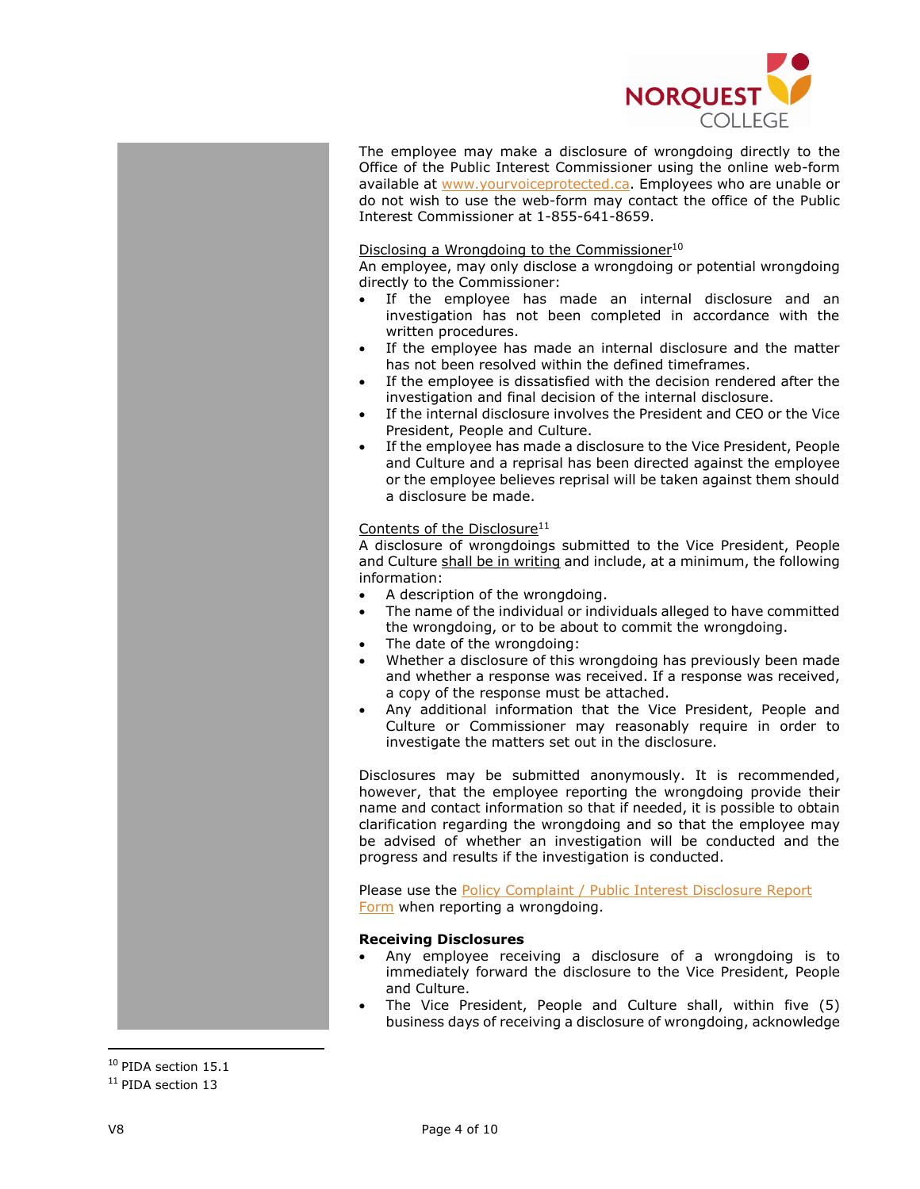The employee may make a disclosure of wrongdoing directly to the Office of the Public Interest Commissioner using the online web-form available at www.yourvoiceprotected.ca. Employees who are unable or do not wish to use the web-form may contact the office of the Public Interest Commissioner at 1-855-641-8659.

Disclosing a Wrongdoing to the Commissioner[10]

An employee, may only disclose a wrongdoing or potential wrongdoing directly to the Commissioner:

- If the employee has made an internal disclosure and an investigation has not been completed in accordance with the written procedures.
- If the employee has made an internal disclosure and the matter has not been resolved within the defined timeframes.
- If the employee is dissatisfied with the decision rendered after the investigation and final decision of the internal disclosure.
- If the internal disclosure involves the President and CEO or the Vice President, People and Culture.
- If the employee has made a disclosure to the Vice President, People and Culture and a reprisal has been directed against the employee or the employee believes reprisal will be taken against them should a disclosure be made.

Contents of the Disclosure[11]

A disclosure of wrongdoings submitted to the Vice President, People and Culture shall be in writing and include, at a minimum, the following information:

- A description of the wrongdoing.
- The name of the individual or individuals alleged to have committed the wrongdoing, or to be about to commit the wrongdoing.
- The date of the wrongdoing:
- Whether a disclosure of this wrongdoing has previously been made and whether a response was received. If a response was received, a copy of the response must be attached.
- Any additional information that the Vice President, People and Culture or Commissioner may reasonably require in order to investigate the matters set out in the disclosure.

Disclosures may be submitted anonymously. It is recommended, however, that the employee reporting the wrongdoing provide their name and contact information so that if needed, it is possible to obtain clarification regarding the wrongdoing and so that the employee may be advised of whether an investigation will be conducted and the progress and results if the investigation is conducted.

Please use the Policy Complaint / Public Interest Disclosure Report Form when reporting a wrongdoing.

**Receiving Disclosures**

- Any employee receiving a disclosure of a wrongdoing is to immediately forward the disclosure to the Vice President, People and Culture.
- The Vice President, People and Culture shall, within five (5) business days of receiving a disclosure of wrongdoing, acknowledge

[10] PIDA section 15.1

[11] PIDA section 13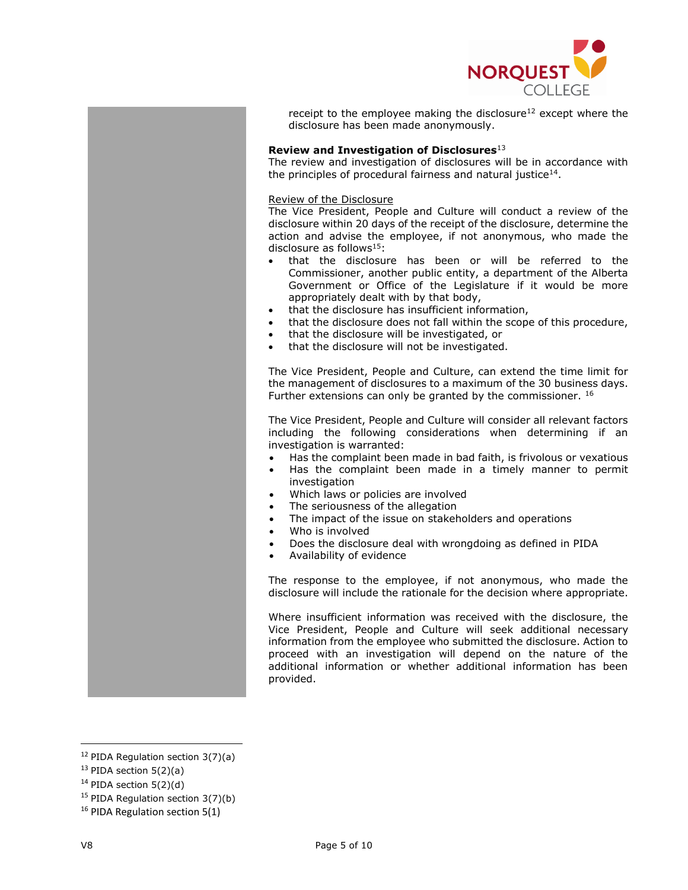receipt to the employee making the disclosure[12] except where the disclosure has been made anonymously.

**Review and Investigation of Disclosures**[13]
The review and investigation of disclosures will be in accordance with the principles of procedural fairness and natural justice[14].

Review of the Disclosure
The Vice President, People and Culture will conduct a review of the disclosure within 20 days of the receipt of the disclosure, determine the action and advise the employee, if not anonymous, who made the disclosure as follows[15]:

- that the disclosure has been or will be referred to the Commissioner, another public entity, a department of the Alberta Government or Office of the Legislature if it would be more appropriately dealt with by that body,
- that the disclosure has insufficient information,
- that the disclosure does not fall within the scope of this procedure,
- that the disclosure will be investigated, or
- that the disclosure will not be investigated.

The Vice President, People and Culture, can extend the time limit for the management of disclosures to a maximum of the 30 business days. Further extensions can only be granted by the commissioner. [16]

The Vice President, People and Culture will consider all relevant factors including the following considerations when determining if an investigation is warranted:

- Has the complaint been made in bad faith, is frivolous or vexatious
- Has the complaint been made in a timely manner to permit investigation
- Which laws or policies are involved
- The seriousness of the allegation
- The impact of the issue on stakeholders and operations
- Who is involved
- Does the disclosure deal with wrongdoing as defined in PIDA
- Availability of evidence

The response to the employee, if not anonymous, who made the disclosure will include the rationale for the decision where appropriate.

Where insufficient information was received with the disclosure, the Vice President, People and Culture will seek additional necessary information from the employee who submitted the disclosure. Action to proceed with an investigation will depend on the nature of the additional information or whether additional information has been provided.

---

[12] PIDA Regulation section 3(7)(a)
[13] PIDA section 5(2)(a)
[14] PIDA section 5(2)(d)
[15] PIDA Regulation section 3(7)(b)
[16] PIDA Regulation section 5(1)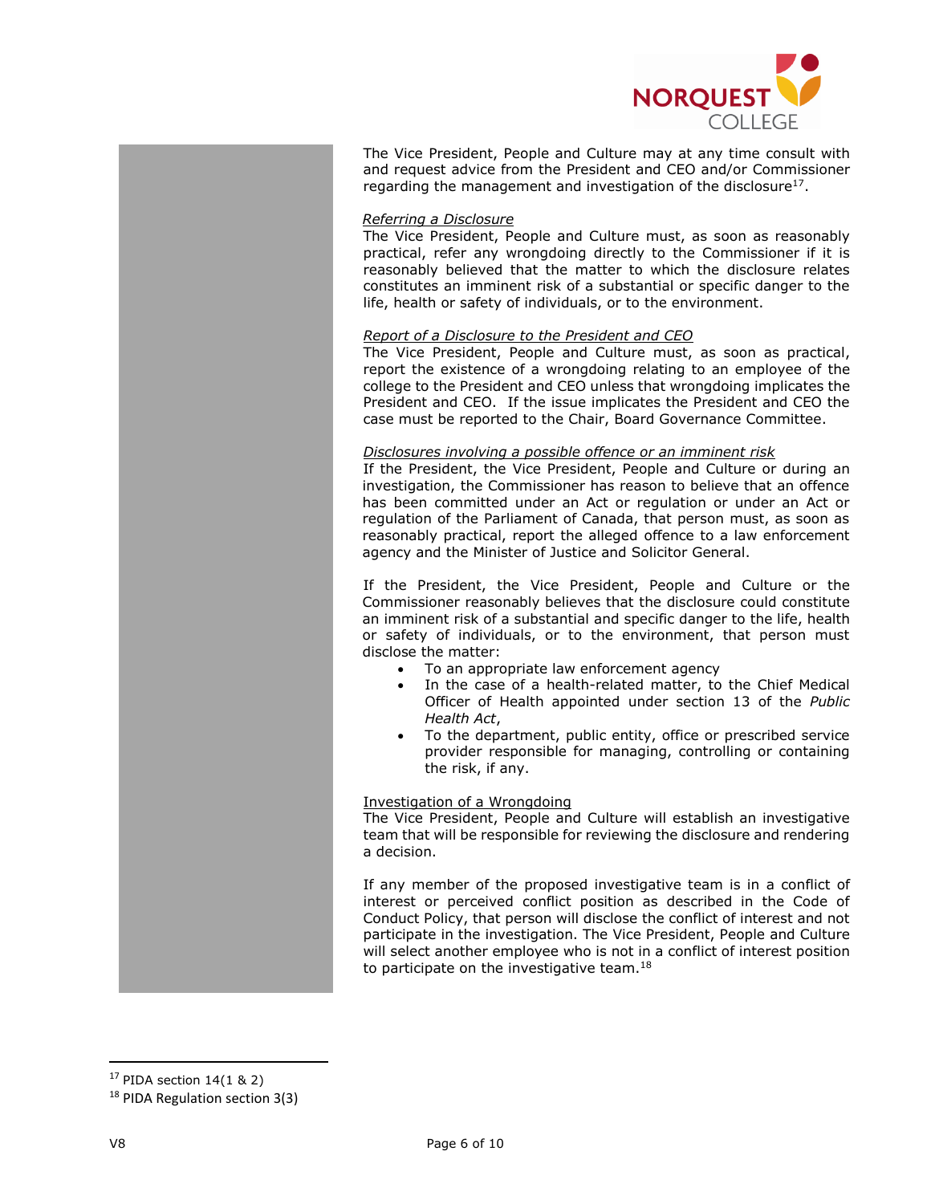The Vice President, People and Culture may at any time consult with and request advice from the President and CEO and/or Commissioner regarding the management and investigation of the disclosure[17].

*Referring a Disclosure*

The Vice President, People and Culture must, as soon as reasonably practical, refer any wrongdoing directly to the Commissioner if it is reasonably believed that the matter to which the disclosure relates constitutes an imminent risk of a substantial or specific danger to the life, health or safety of individuals, or to the environment.

*Report of a Disclosure to the President and CEO*

The Vice President, People and Culture must, as soon as practical, report the existence of a wrongdoing relating to an employee of the college to the President and CEO unless that wrongdoing implicates the President and CEO. If the issue implicates the President and CEO the case must be reported to the Chair, Board Governance Committee.

*Disclosures involving a possible offence or an imminent risk*

If the President, the Vice President, People and Culture or during an investigation, the Commissioner has reason to believe that an offence has been committed under an Act or regulation or under an Act or regulation of the Parliament of Canada, that person must, as soon as reasonably practical, report the alleged offence to a law enforcement agency and the Minister of Justice and Solicitor General.

If the President, the Vice President, People and Culture or the Commissioner reasonably believes that the disclosure could constitute an imminent risk of a substantial and specific danger to the life, health or safety of individuals, or to the environment, that person must disclose the matter:

- To an appropriate law enforcement agency
- In the case of a health-related matter, to the Chief Medical Officer of Health appointed under section 13 of the *Public Health Act*,
- To the department, public entity, office or prescribed service provider responsible for managing, controlling or containing the risk, if any.

Investigation of a Wrongdoing

The Vice President, People and Culture will establish an investigative team that will be responsible for reviewing the disclosure and rendering a decision.

If any member of the proposed investigative team is in a conflict of interest or perceived conflict position as described in the Code of Conduct Policy, that person will disclose the conflict of interest and not participate in the investigation. The Vice President, People and Culture will select another employee who is not in a conflict of interest position to participate on the investigative team.[18]

[17] PIDA section 14(1 & 2)

[18] PIDA Regulation section 3(3)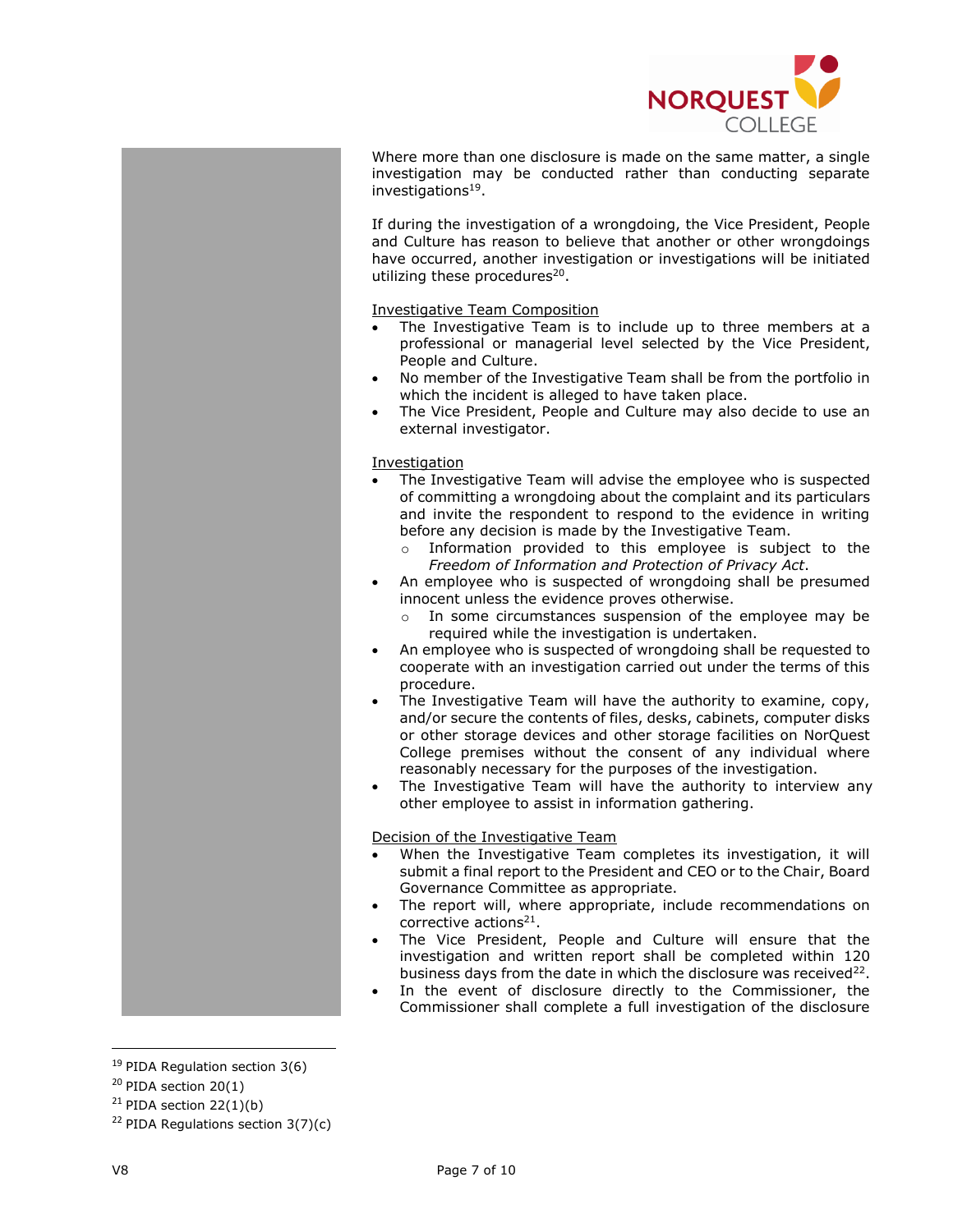Where more than one disclosure is made on the same matter, a single investigation may be conducted rather than conducting separate investigations[19].

If during the investigation of a wrongdoing, the Vice President, People and Culture has reason to believe that another or other wrongdoings have occurred, another investigation or investigations will be initiated utilizing these procedures[20].

Investigative Team Composition

- The Investigative Team is to include up to three members at a professional or managerial level selected by the Vice President, People and Culture.
- No member of the Investigative Team shall be from the portfolio in which the incident is alleged to have taken place.
- The Vice President, People and Culture may also decide to use an external investigator.

Investigation

- The Investigative Team will advise the employee who is suspected of committing a wrongdoing about the complaint and its particulars and invite the respondent to respond to the evidence in writing before any decision is made by the Investigative Team.
  - Information provided to this employee is subject to the *Freedom of Information and Protection of Privacy Act*.
- An employee who is suspected of wrongdoing shall be presumed innocent unless the evidence proves otherwise.
  - In some circumstances suspension of the employee may be required while the investigation is undertaken.
- An employee who is suspected of wrongdoing shall be requested to cooperate with an investigation carried out under the terms of this procedure.
- The Investigative Team will have the authority to examine, copy, and/or secure the contents of files, desks, cabinets, computer disks or other storage devices and other storage facilities on NorQuest College premises without the consent of any individual where reasonably necessary for the purposes of the investigation.
- The Investigative Team will have the authority to interview any other employee to assist in information gathering.

Decision of the Investigative Team

- When the Investigative Team completes its investigation, it will submit a final report to the President and CEO or to the Chair, Board Governance Committee as appropriate.
- The report will, where appropriate, include recommendations on corrective actions[21].
- The Vice President, People and Culture will ensure that the investigation and written report shall be completed within 120 business days from the date in which the disclosure was received[22].
- In the event of disclosure directly to the Commissioner, the Commissioner shall complete a full investigation of the disclosure

---

[19] PIDA Regulation section 3(6)

[20] PIDA section 20(1)

[21] PIDA section 22(1)(b)

[22] PIDA Regulations section 3(7)(c)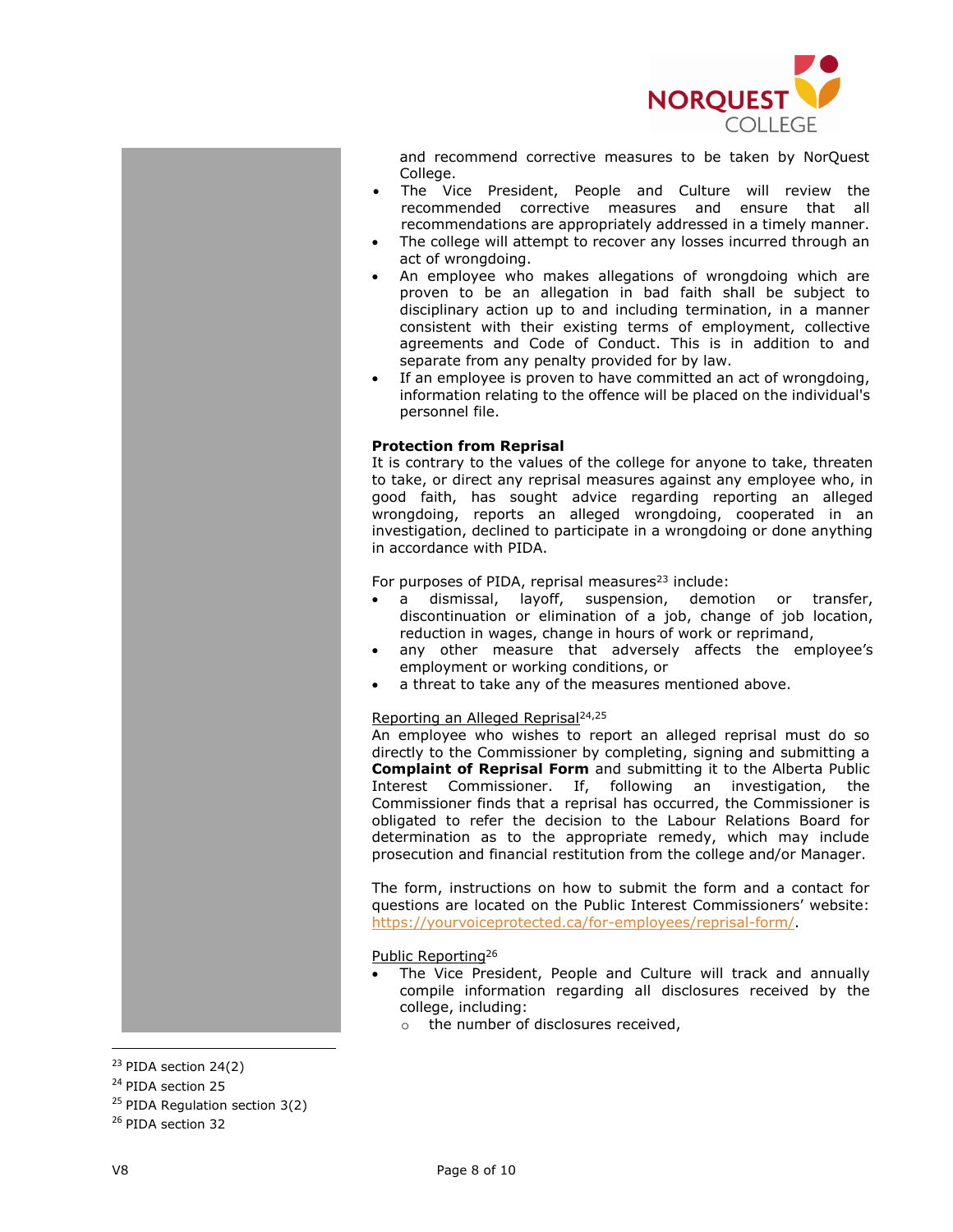and recommend corrective measures to be taken by NorQuest College.

- The Vice President, People and Culture will review the recommended corrective measures and ensure that all recommendations are appropriately addressed in a timely manner.
- The college will attempt to recover any losses incurred through an act of wrongdoing.
- An employee who makes allegations of wrongdoing which are proven to be an allegation in bad faith shall be subject to disciplinary action up to and including termination, in a manner consistent with their existing terms of employment, collective agreements and Code of Conduct. This is in addition to and separate from any penalty provided for by law.
- If an employee is proven to have committed an act of wrongdoing, information relating to the offence will be placed on the individual's personnel file.

**Protection from Reprisal**

It is contrary to the values of the college for anyone to take, threaten to take, or direct any reprisal measures against any employee who, in good faith, has sought advice regarding reporting an alleged wrongdoing, reports an alleged wrongdoing, cooperated in an investigation, declined to participate in a wrongdoing or done anything in accordance with PIDA.

For purposes of PIDA, reprisal measures[23] include:

- a dismissal, layoff, suspension, demotion or transfer, discontinuation or elimination of a job, change of job location, reduction in wages, change in hours of work or reprimand,
- any other measure that adversely affects the employee's employment or working conditions, or
- a threat to take any of the measures mentioned above.

<u>Reporting an Alleged Reprisal</u>[24,25]

An employee who wishes to report an alleged reprisal must do so directly to the Commissioner by completing, signing and submitting a **Complaint of Reprisal Form** and submitting it to the Alberta Public Interest Commissioner. If, following an investigation, the Commissioner finds that a reprisal has occurred, the Commissioner is obligated to refer the decision to the Labour Relations Board for determination as to the appropriate remedy, which may include prosecution and financial restitution from the college and/or Manager.

The form, instructions on how to submit the form and a contact for questions are located on the Public Interest Commissioners' website: https://yourvoiceprotected.ca/for-employees/reprisal-form/.

<u>Public Reporting</u>[26]

- The Vice President, People and Culture will track and annually compile information regarding all disclosures received by the college, including:
  - the number of disclosures received,

---

[23] PIDA section 24(2)

[24] PIDA section 25

[25] PIDA Regulation section 3(2)

[26] PIDA section 32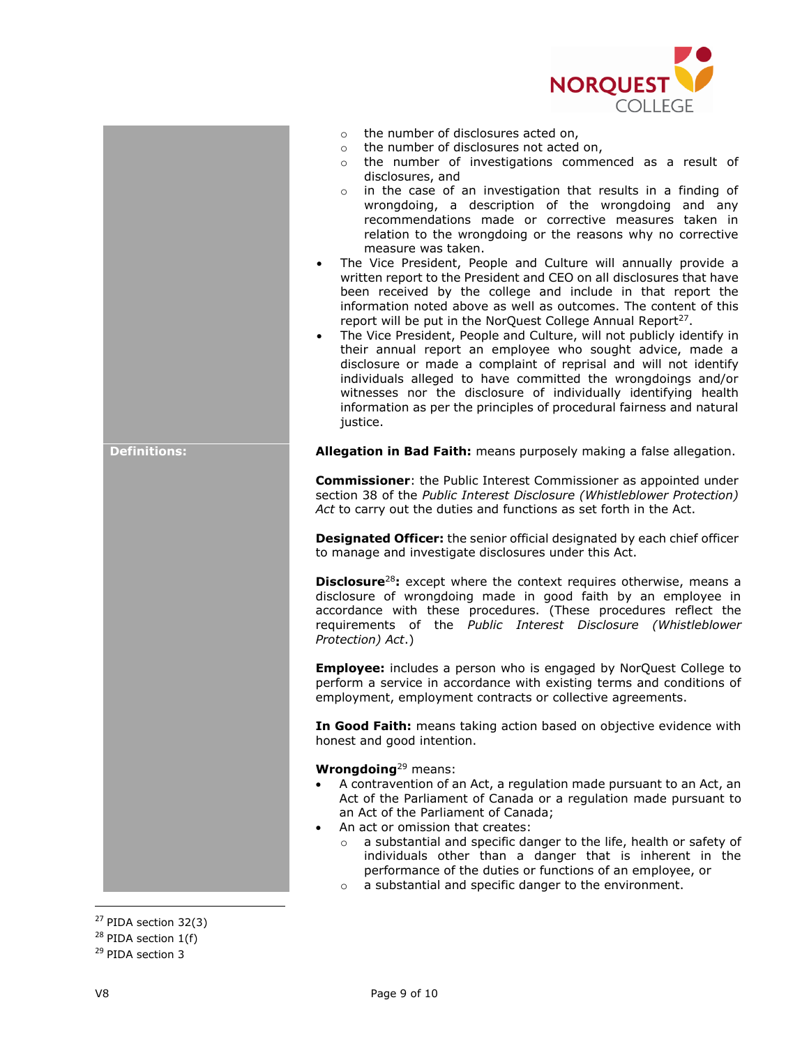- the number of disclosures acted on,
  - the number of disclosures not acted on,
  - the number of investigations commenced as a result of disclosures, and
  - in the case of an investigation that results in a finding of wrongdoing, a description of the wrongdoing and any recommendations made or corrective measures taken in relation to the wrongdoing or the reasons why no corrective measure was taken.
- The Vice President, People and Culture will annually provide a written report to the President and CEO on all disclosures that have been received by the college and include in that report the information noted above as well as outcomes. The content of this report will be put in the NorQuest College Annual Report[27].
- The Vice President, People and Culture, will not publicly identify in their annual report an employee who sought advice, made a disclosure or made a complaint of reprisal and will not identify individuals alleged to have committed the wrongdoings and/or witnesses nor the disclosure of individually identifying health information as per the principles of procedural fairness and natural justice.

**Definitions:**

**Allegation in Bad Faith:** means purposely making a false allegation.

**Commissioner**: the Public Interest Commissioner as appointed under section 38 of the *Public Interest Disclosure (Whistleblower Protection) Act* to carry out the duties and functions as set forth in the Act.

**Designated Officer:** the senior official designated by each chief officer to manage and investigate disclosures under this Act.

**Disclosure**[28]**:** except where the context requires otherwise, means a disclosure of wrongdoing made in good faith by an employee in accordance with these procedures. (These procedures reflect the requirements of the *Public Interest Disclosure (Whistleblower Protection) Act*.)

**Employee:** includes a person who is engaged by NorQuest College to perform a service in accordance with existing terms and conditions of employment, employment contracts or collective agreements.

**In Good Faith:** means taking action based on objective evidence with honest and good intention.

**Wrongdoing**[29] means:

- A contravention of an Act, a regulation made pursuant to an Act, an Act of the Parliament of Canada or a regulation made pursuant to an Act of the Parliament of Canada;
- An act or omission that creates:
  - a substantial and specific danger to the life, health or safety of individuals other than a danger that is inherent in the performance of the duties or functions of an employee, or
  - a substantial and specific danger to the environment.

[27] PIDA section 32(3)
[28] PIDA section 1(f)
[29] PIDA section 3

V8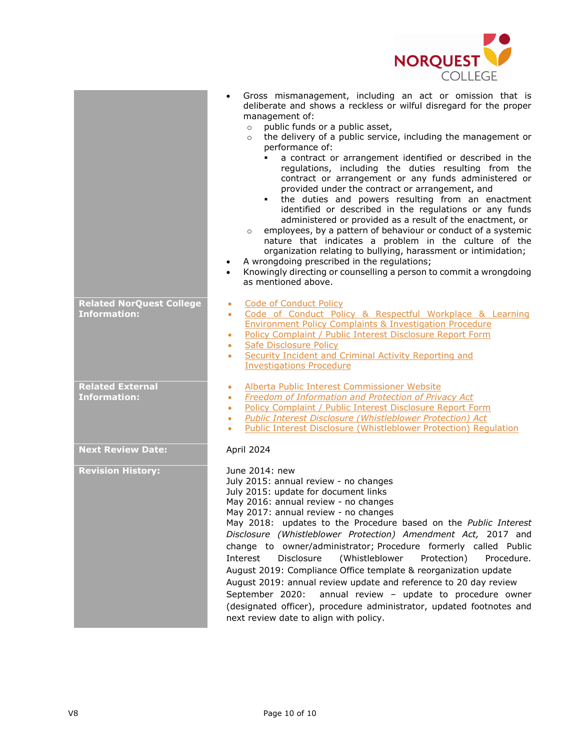| | |
|---|---|
| | - Gross mismanagement, including an act or omission that is deliberate and shows a reckless or wilful disregard for the proper management of:<br>  - public funds or a public asset,<br>  - the delivery of a public service, including the management or performance of:<br>    - a contract or arrangement identified or described in the regulations, including the duties resulting from the contract or arrangement or any funds administered or provided under the contract or arrangement, and<br>    - the duties and powers resulting from an enactment identified or described in the regulations or any funds administered or provided as a result of the enactment, or<br>  - employees, by a pattern of behaviour or conduct of a systemic nature that indicates a problem in the culture of the organization relating to bullying, harassment or intimidation;<br>- A wrongdoing prescribed in the regulations;<br>- Knowingly directing or counselling a person to commit a wrongdoing as mentioned above. |
| **Related NorQuest College Information:** | - Code of Conduct Policy<br>- Code of Conduct Policy & Respectful Workplace & Learning Environment Policy Complaints & Investigation Procedure<br>- Policy Complaint / Public Interest Disclosure Report Form<br>- Safe Disclosure Policy<br>- Security Incident and Criminal Activity Reporting and Investigations Procedure |
| **Related External Information:** | - Alberta Public Interest Commissioner Website<br>- *Freedom of Information and Protection of Privacy Act*<br>- Policy Complaint / Public Interest Disclosure Report Form<br>- *Public Interest Disclosure (Whistleblower Protection) Act*<br>- Public Interest Disclosure (Whistleblower Protection) Regulation |
| **Next Review Date:** | April 2024 |
| **Revision History:** | June 2014: new<br>July 2015: annual review - no changes<br>July 2015: update for document links<br>May 2016: annual review - no changes<br>May 2017: annual review - no changes<br>May 2018: updates to the Procedure based on the *Public Interest Disclosure (Whistleblower Protection) Amendment Act,* 2017 and change to owner/administrator; Procedure formerly called Public Interest Disclosure (Whistleblower Protection) Procedure.<br>August 2019: Compliance Office template & reorganization update<br>August 2019: annual review update and reference to 20 day review<br>September 2020: annual review – update to procedure owner (designated officer), procedure administrator, updated footnotes and next review date to align with policy. |

V8